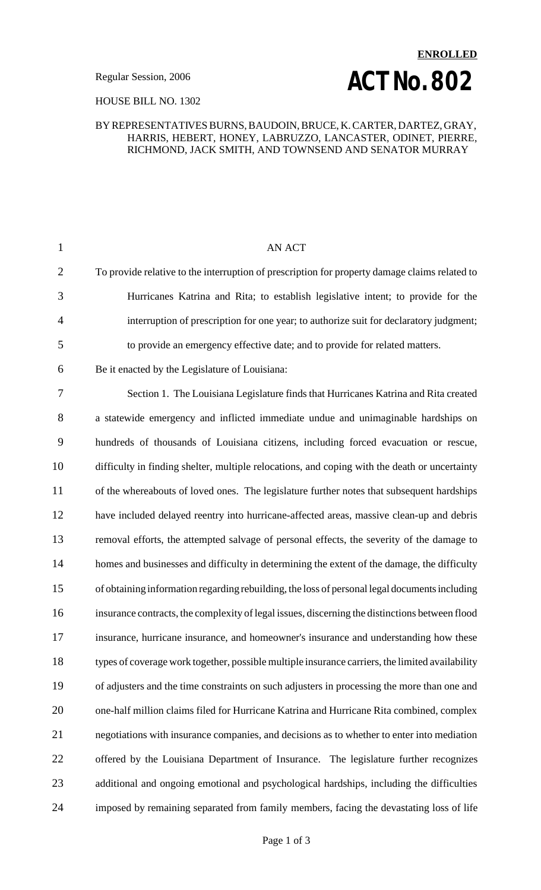**ENROLLED**

Regular Session, 2006

# ACT No. 802

HOUSE BILL NO. 1302

BY REPRESENTATIVES BURNS, BAUDOIN, BRUCE, K. CARTER, DARTEZ, GRAY, HARRIS, HEBERT, HONEY, LABRUZZO, LANCASTER, ODINET, PIERRE, RICHMOND, JACK SMITH, AND TOWNSEND AND SENATOR MURRAY

AN ACT

To provide relative to the interruption of prescription for property damage claims related to Hurricanes Katrina and Rita; to establish legislative intent; to provide for the interruption of prescription for one year; to authorize suit for declaratory judgment; to provide an emergency effective date; and to provide for related matters.

Be it enacted by the Legislature of Louisiana:

Section 1. The Louisiana Legislature finds that Hurricanes Katrina and Rita created a statewide emergency and inflicted immediate undue and unimaginable hardships on hundreds of thousands of Louisiana citizens, including forced evacuation or rescue, difficulty in finding shelter, multiple relocations, and coping with the death or uncertainty of the whereabouts of loved ones. The legislature further notes that subsequent hardships have included delayed reentry into hurricane-affected areas, massive clean-up and debris removal efforts, the attempted salvage of personal effects, the severity of the damage to homes and businesses and difficulty in determining the extent of the damage, the difficulty of obtaining information regarding rebuilding, the loss of personal legal documents including insurance contracts, the complexity of legal issues, discerning the distinctions between flood insurance, hurricane insurance, and homeowner's insurance and understanding how these types of coverage work together, possible multiple insurance carriers, the limited availability of adjusters and the time constraints on such adjusters in processing the more than one and one-half million claims filed for Hurricane Katrina and Hurricane Rita combined, complex negotiations with insurance companies, and decisions as to whether to enter into mediation offered by the Louisiana Department of Insurance. The legislature further recognizes additional and ongoing emotional and psychological hardships, including the difficulties imposed by remaining separated from family members, facing the devastating loss of life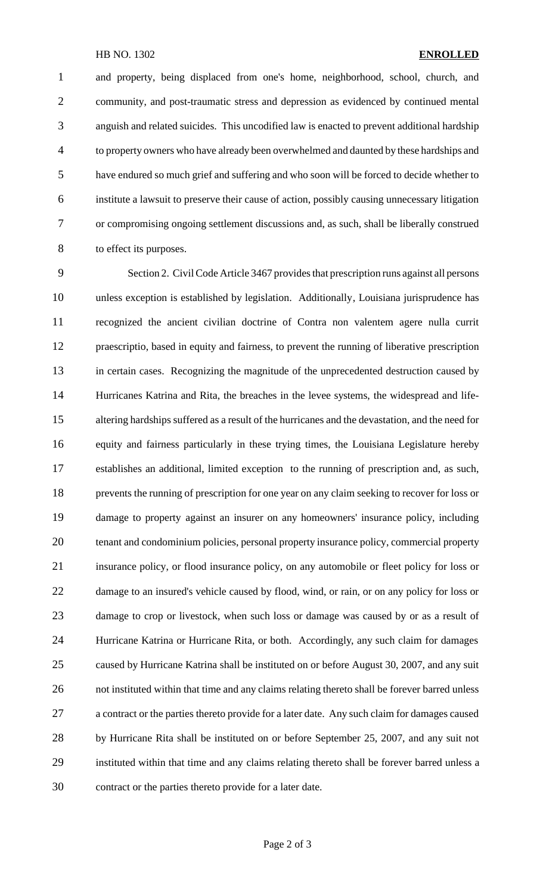and property, being displaced from one's home, neighborhood, school, church, and community, and post-traumatic stress and depression as evidenced by continued mental anguish and related suicides. This uncodified law is enacted to prevent additional hardship to property owners who have already been overwhelmed and daunted by these hardships and have endured so much grief and suffering and who soon will be forced to decide whether to institute a lawsuit to preserve their cause of action, possibly causing unnecessary litigation or compromising ongoing settlement discussions and, as such, shall be liberally construed to effect its purposes.

Section 2. Civil Code Article 3467 provides that prescription runs against all persons unless exception is established by legislation. Additionally, Louisiana jurisprudence has recognized the ancient civilian doctrine of Contra non valentem agere nulla currit praescriptio, based in equity and fairness, to prevent the running of liberative prescription in certain cases. Recognizing the magnitude of the unprecedented destruction caused by Hurricanes Katrina and Rita, the breaches in the levee systems, the widespread and life-altering hardships suffered as a result of the hurricanes and the devastation, and the need for equity and fairness particularly in these trying times, the Louisiana Legislature hereby establishes an additional, limited exception to the running of prescription and, as such, prevents the running of prescription for one year on any claim seeking to recover for loss or damage to property against an insurer on any homeowners' insurance policy, including tenant and condominium policies, personal property insurance policy, commercial property insurance policy, or flood insurance policy, on any automobile or fleet policy for loss or damage to an insured's vehicle caused by flood, wind, or rain, or on any policy for loss or damage to crop or livestock, when such loss or damage was caused by or as a result of Hurricane Katrina or Hurricane Rita, or both. Accordingly, any such claim for damages caused by Hurricane Katrina shall be instituted on or before August 30, 2007, and any suit not instituted within that time and any claims relating thereto shall be forever barred unless a contract or the parties thereto provide for a later date. Any such claim for damages caused by Hurricane Rita shall be instituted on or before September 25, 2007, and any suit not instituted within that time and any claims relating thereto shall be forever barred unless a contract or the parties thereto provide for a later date.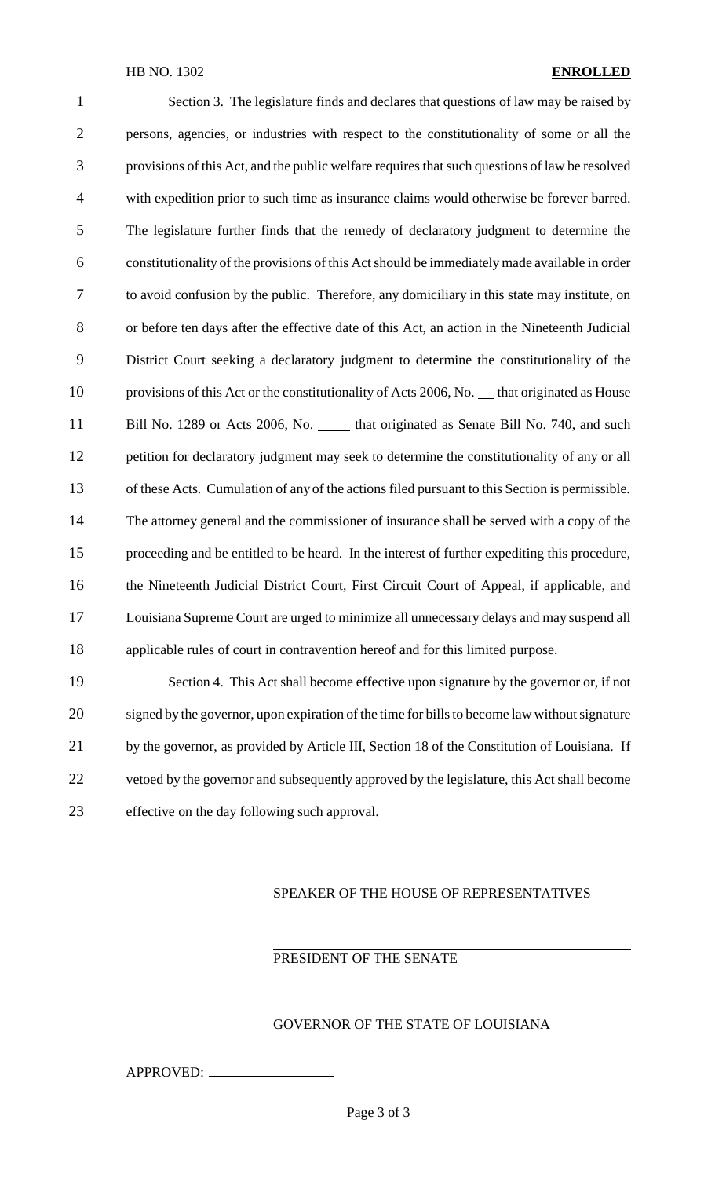Section 3. The legislature finds and declares that questions of law may be raised by persons, agencies, or industries with respect to the constitutionality of some or all the provisions of this Act, and the public welfare requires that such questions of law be resolved with expedition prior to such time as insurance claims would otherwise be forever barred. The legislature further finds that the remedy of declaratory judgment to determine the constitutionality of the provisions of this Act should be immediately made available in order to avoid confusion by the public. Therefore, any domiciliary in this state may institute, on or before ten days after the effective date of this Act, an action in the Nineteenth Judicial District Court seeking a declaratory judgment to determine the constitutionality of the provisions of this Act or the constitutionality of Acts 2006, No. \_\_ that originated as House Bill No. 1289 or Acts 2006, No. \_\_\_\_ that originated as Senate Bill No. 740, and such petition for declaratory judgment may seek to determine the constitutionality of any or all of these Acts. Cumulation of any of the actions filed pursuant to this Section is permissible. The attorney general and the commissioner of insurance shall be served with a copy of the proceeding and be entitled to be heard. In the interest of further expediting this procedure, the Nineteenth Judicial District Court, First Circuit Court of Appeal, if applicable, and Louisiana Supreme Court are urged to minimize all unnecessary delays and may suspend all applicable rules of court in contravention hereof and for this limited purpose.

Section 4. This Act shall become effective upon signature by the governor or, if not signed by the governor, upon expiration of the time for bills to become law without signature by the governor, as provided by Article III, Section 18 of the Constitution of Louisiana. If vetoed by the governor and subsequently approved by the legislature, this Act shall become effective on the day following such approval.

SPEAKER OF THE HOUSE OF REPRESENTATIVES

PRESIDENT OF THE SENATE

GOVERNOR OF THE STATE OF LOUISIANA

APPROVED: \_\_\_\_\_\_\_\_\_\_\_\_\_\_\_\_\_\_